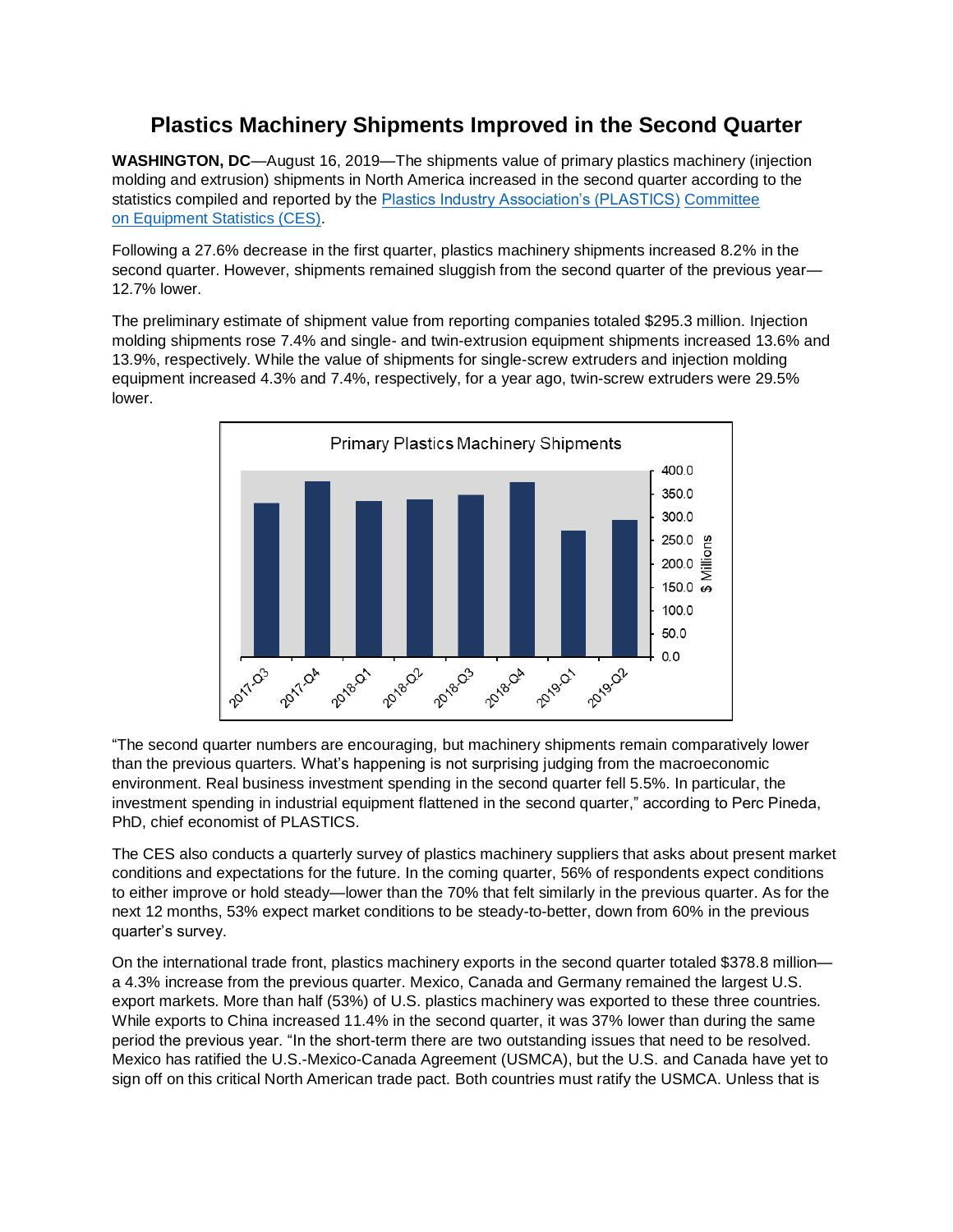# Plastics Machinery Shipments Improved in the Second Quarter

**WASHINGTON, DC**—August 16, 2019—The shipments value of primary plastics machinery (injection molding and extrusion) shipments in North America increased in the second quarter according to the statistics compiled and reported by the Plastics Industry Association's (PLASTICS) Committee on Equipment Statistics (CES).

Following a 27.6% decrease in the first quarter, plastics machinery shipments increased 8.2% in the second quarter. However, shipments remained sluggish from the second quarter of the previous year—12.7% lower.

The preliminary estimate of shipment value from reporting companies totaled $295.3 million. Injection molding shipments rose 7.4% and single- and twin-extrusion equipment shipments increased 13.6% and 13.9%, respectively. While the value of shipments for single-screw extruders and injection molding equipment increased 4.3% and 7.4%, respectively, for a year ago, twin-screw extruders were 29.5% lower.

"The second quarter numbers are encouraging, but machinery shipments remain comparatively lower than the previous quarters. What's happening is not surprising judging from the macroeconomic environment. Real business investment spending in the second quarter fell 5.5%. In particular, the investment spending in industrial equipment flattened in the second quarter," according to Perc Pineda, PhD, chief economist of PLASTICS.

The CES also conducts a quarterly survey of plastics machinery suppliers that asks about present market conditions and expectations for the future. In the coming quarter, 56% of respondents expect conditions to either improve or hold steady—lower than the 70% that felt similarly in the previous quarter. As for the next 12 months, 53% expect market conditions to be steady-to-better, down from 60% in the previous quarter's survey.

On the international trade front, plastics machinery exports in the second quarter totaled $378.8 million—a 4.3% increase from the previous quarter. Mexico, Canada and Germany remained the largest U.S. export markets. More than half (53%) of U.S. plastics machinery was exported to these three countries. While exports to China increased 11.4% in the second quarter, it was 37% lower than during the same period the previous year. "In the short-term there are two outstanding issues that need to be resolved. Mexico has ratified the U.S.-Mexico-Canada Agreement (USMCA), but the U.S. and Canada have yet to sign off on this critical North American trade pact. Both countries must ratify the USMCA. Unless that is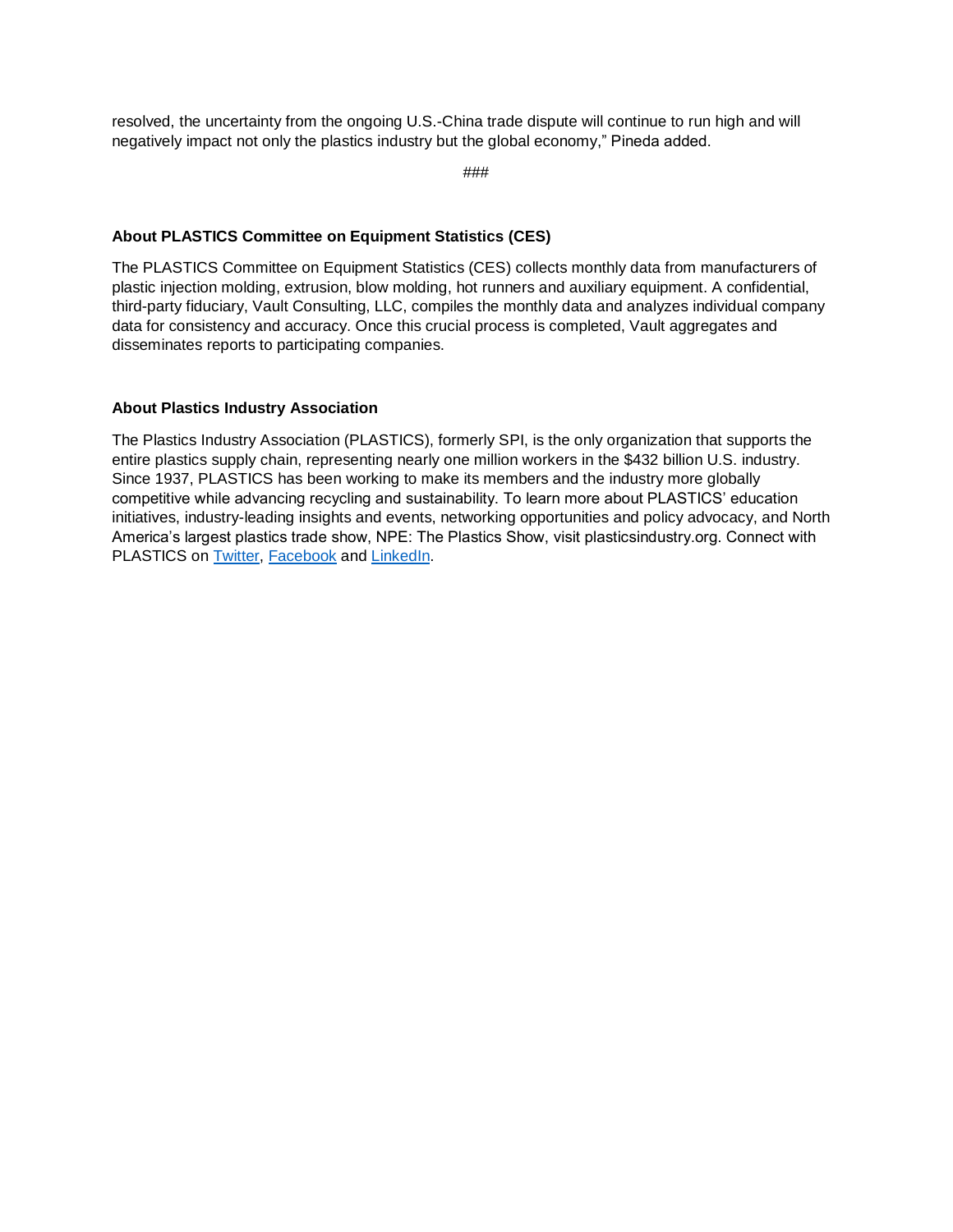resolved, the uncertainty from the ongoing U.S.-China trade dispute will continue to run high and will negatively impact not only the plastics industry but the global economy," Pineda added.

###

**About PLASTICS Committee on Equipment Statistics (CES)**

The PLASTICS Committee on Equipment Statistics (CES) collects monthly data from manufacturers of plastic injection molding, extrusion, blow molding, hot runners and auxiliary equipment. A confidential, third-party fiduciary, Vault Consulting, LLC, compiles the monthly data and analyzes individual company data for consistency and accuracy. Once this crucial process is completed, Vault aggregates and disseminates reports to participating companies.

**About Plastics Industry Association**

The Plastics Industry Association (PLASTICS), formerly SPI, is the only organization that supports the entire plastics supply chain, representing nearly one million workers in the $432 billion U.S. industry. Since 1937, PLASTICS has been working to make its members and the industry more globally competitive while advancing recycling and sustainability. To learn more about PLASTICS' education initiatives, industry-leading insights and events, networking opportunities and policy advocacy, and North America's largest plastics trade show, NPE: The Plastics Show, visit plasticsindustry.org. Connect with PLASTICS on Twitter, Facebook and LinkedIn.